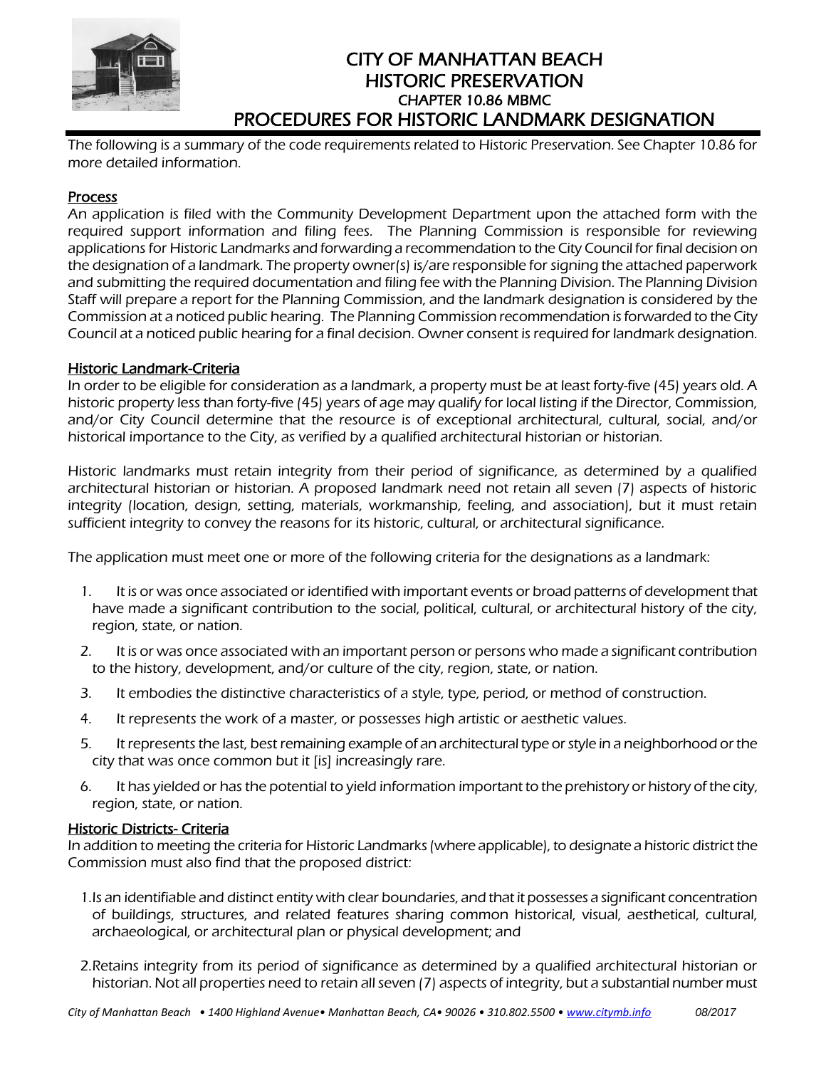# CITY OF MANHATTAN BEACH
# HISTORIC PRESERVATION
### CHAPTER 10.86 MBMC
## PROCEDURES FOR HISTORIC LANDMARK DESIGNATION

The following is a summary of the code requirements related to Historic Preservation. See Chapter 10.86 for more detailed information.

### Process

An application is filed with the Community Development Department upon the attached form with the required support information and filing fees. The Planning Commission is responsible for reviewing applications for Historic Landmarks and forwarding a recommendation to the City Council for final decision on the designation of a landmark. The property owner(s) is/are responsible for signing the attached paperwork and submitting the required documentation and filing fee with the Planning Division. The Planning Division Staff will prepare a report for the Planning Commission, and the landmark designation is considered by the Commission at a noticed public hearing. The Planning Commission recommendation is forwarded to the City Council at a noticed public hearing for a final decision. Owner consent is required for landmark designation.

### Historic Landmark-Criteria

In order to be eligible for consideration as a landmark, a property must be at least forty-five (45) years old. A historic property less than forty-five (45) years of age may qualify for local listing if the Director, Commission, and/or City Council determine that the resource is of exceptional architectural, cultural, social, and/or historical importance to the City, as verified by a qualified architectural historian or historian.

Historic landmarks must retain integrity from their period of significance, as determined by a qualified architectural historian or historian. A proposed landmark need not retain all seven (7) aspects of historic integrity (location, design, setting, materials, workmanship, feeling, and association), but it must retain sufficient integrity to convey the reasons for its historic, cultural, or architectural significance.

The application must meet one or more of the following criteria for the designations as a landmark:

1. It is or was once associated or identified with important events or broad patterns of development that have made a significant contribution to the social, political, cultural, or architectural history of the city, region, state, or nation.
2. It is or was once associated with an important person or persons who made a significant contribution to the history, development, and/or culture of the city, region, state, or nation.
3. It embodies the distinctive characteristics of a style, type, period, or method of construction.
4. It represents the work of a master, or possesses high artistic or aesthetic values.
5. It represents the last, best remaining example of an architectural type or style in a neighborhood or the city that was once common but it [is] increasingly rare.
6. It has yielded or has the potential to yield information important to the prehistory or history of the city, region, state, or nation.

### Historic Districts- Criteria

In addition to meeting the criteria for Historic Landmarks (where applicable), to designate a historic district the Commission must also find that the proposed district:

1. Is an identifiable and distinct entity with clear boundaries, and that it possesses a significant concentration of buildings, structures, and related features sharing common historical, visual, aesthetical, cultural, archaeological, or architectural plan or physical development; and
2. Retains integrity from its period of significance as determined by a qualified architectural historian or historian. Not all properties need to retain all seven (7) aspects of integrity, but a substantial number must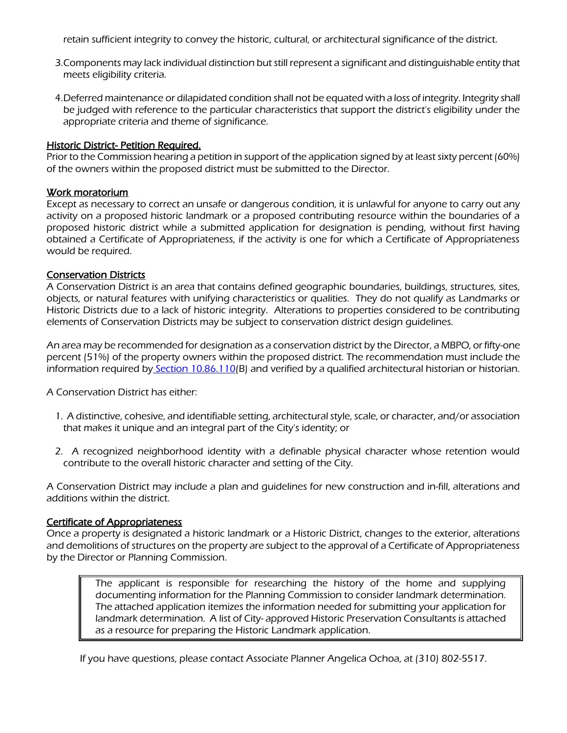retain sufficient integrity to convey the historic, cultural, or architectural significance of the district.

3. Components may lack individual distinction but still represent a significant and distinguishable entity that meets eligibility criteria.

4. Deferred maintenance or dilapidated condition shall not be equated with a loss of integrity. Integrity shall be judged with reference to the particular characteristics that support the district's eligibility under the appropriate criteria and theme of significance.

**Historic District- Petition Required.**

Prior to the Commission hearing a petition in support of the application signed by at least sixty percent (60%) of the owners within the proposed district must be submitted to the Director.

**Work moratorium**

Except as necessary to correct an unsafe or dangerous condition, it is unlawful for anyone to carry out any activity on a proposed historic landmark or a proposed contributing resource within the boundaries of a proposed historic district while a submitted application for designation is pending, without first having obtained a Certificate of Appropriateness, if the activity is one for which a Certificate of Appropriateness would be required.

**Conservation Districts**

A Conservation District is an area that contains defined geographic boundaries, buildings, structures, sites, objects, or natural features with unifying characteristics or qualities. They do not qualify as Landmarks or Historic Districts due to a lack of historic integrity. Alterations to properties considered to be contributing elements of Conservation Districts may be subject to conservation district design guidelines.

An area may be recommended for designation as a conservation district by the Director, a MBPO, or fifty-one percent (51%) of the property owners within the proposed district. The recommendation must include the information required by Section 10.86.110(B) and verified by a qualified architectural historian or historian.

A Conservation District has either:

1. A distinctive, cohesive, and identifiable setting, architectural style, scale, or character, and/or association that makes it unique and an integral part of the City's identity; or

2. A recognized neighborhood identity with a definable physical character whose retention would contribute to the overall historic character and setting of the City.

A Conservation District may include a plan and guidelines for new construction and in-fill, alterations and additions within the district.

**Certificate of Appropriateness**

Once a property is designated a historic landmark or a Historic District, changes to the exterior, alterations and demolitions of structures on the property are subject to the approval of a Certificate of Appropriateness by the Director or Planning Commission.

> The applicant is responsible for researching the history of the home and supplying documenting information for the Planning Commission to consider landmark determination. The attached application itemizes the information needed for submitting your application for landmark determination. A list of City- approved Historic Preservation Consultants is attached as a resource for preparing the Historic Landmark application.

If you have questions, please contact Associate Planner Angelica Ochoa, at (310) 802-5517.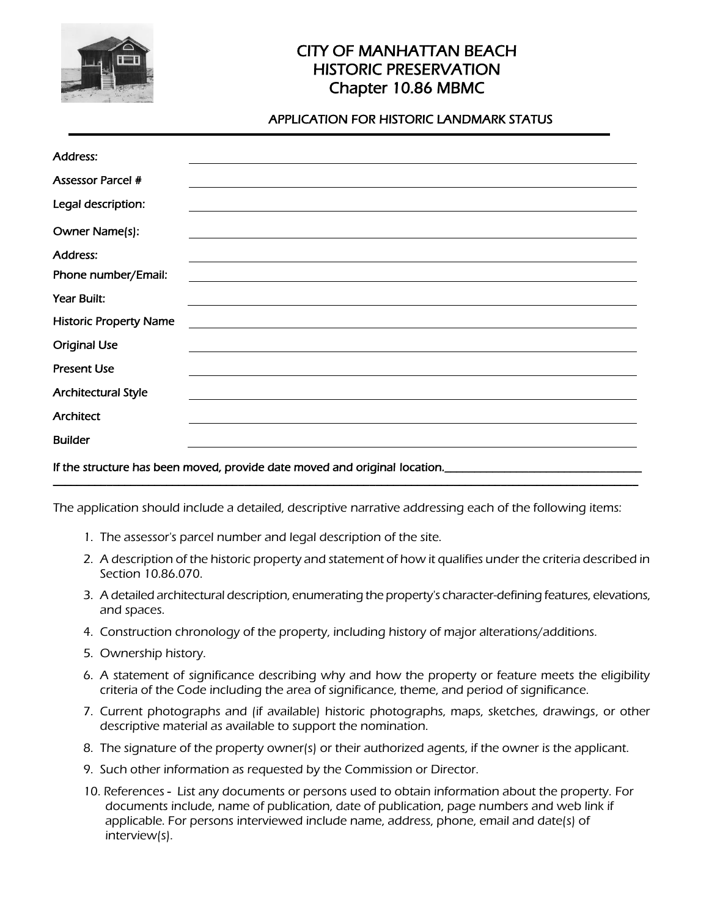# CITY OF MANHATTAN BEACH
# HISTORIC PRESERVATION
# Chapter 10.86 MBMC

## APPLICATION FOR HISTORIC LANDMARK STATUS

Address: ______________________________

Assessor Parcel # ______________________________

Legal description: ______________________________

Owner Name(s): ______________________________

Address: ______________________________

Phone number/Email: ______________________________

Year Built: ______________________________

Historic Property Name ______________________________

Original Use ______________________________

Present Use ______________________________

Architectural Style ______________________________

Architect ______________________________

Builder ______________________________

If the structure has been moved, provide date moved and original location.______________________________
______________________________________________________________________

The application should include a detailed, descriptive narrative addressing each of the following items:

1. The assessor's parcel number and legal description of the site.
2. A description of the historic property and statement of how it qualifies under the criteria described in Section 10.86.070.
3. A detailed architectural description, enumerating the property's character-defining features, elevations, and spaces.
4. Construction chronology of the property, including history of major alterations/additions.
5. Ownership history.
6. A statement of significance describing why and how the property or feature meets the eligibility criteria of the Code including the area of significance, theme, and period of significance.
7. Current photographs and (if available) historic photographs, maps, sketches, drawings, or other descriptive material as available to support the nomination.
8. The signature of the property owner(s) or their authorized agents, if the owner is the applicant.
9. Such other information as requested by the Commission or Director.
10. References - List any documents or persons used to obtain information about the property. For documents include, name of publication, date of publication, page numbers and web link if applicable. For persons interviewed include name, address, phone, email and date(s) of interview(s).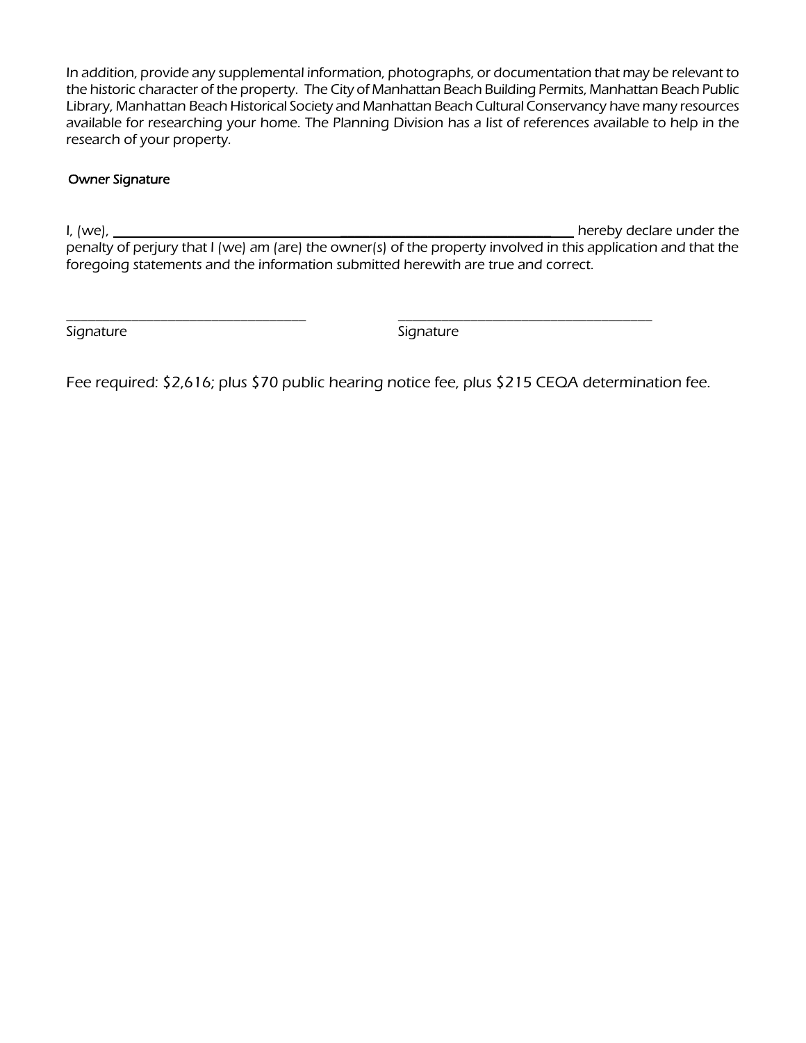In addition, provide any supplemental information, photographs, or documentation that may be relevant to the historic character of the property. The City of Manhattan Beach Building Permits, Manhattan Beach Public Library, Manhattan Beach Historical Society and Manhattan Beach Cultural Conservancy have many resources available for researching your home. The Planning Division has a list of references available to help in the research of your property.

**Owner Signature**

I, (we), ______________________________________________________________ hereby declare under the penalty of perjury that I (we) am (are) the owner(s) of the property involved in this application and that the foregoing statements and the information submitted herewith are true and correct.

______________________________ ______________________________

Signature Signature

Fee required: $2,616; plus $70 public hearing notice fee, plus $215 CEQA determination fee.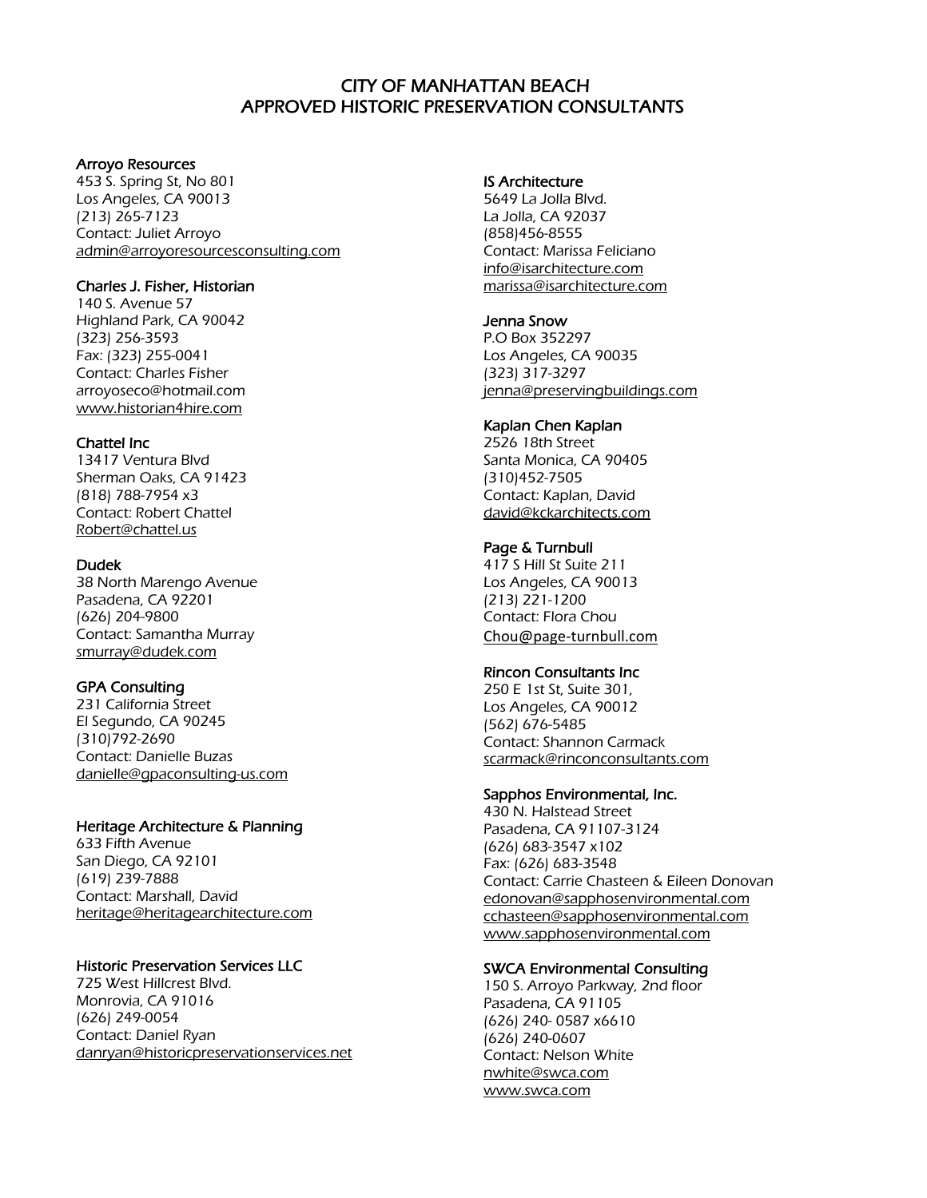# CITY OF MANHATTAN BEACH
# APPROVED HISTORIC PRESERVATION CONSULTANTS

**Arroyo Resources**
453 S. Spring St, No 801
Los Angeles, CA 90013
(213) 265-7123
Contact: Juliet Arroyo
admin@arroyoresourcesconsulting.com

**Charles J. Fisher, Historian**
140 S. Avenue 57
Highland Park, CA 90042
(323) 256-3593
Fax: (323) 255-0041
Contact: Charles Fisher
arroyoseco@hotmail.com
www.historian4hire.com

**Chattel Inc**
13417 Ventura Blvd
Sherman Oaks, CA 91423
(818) 788-7954 x3
Contact: Robert Chattel
Robert@chattel.us

**Dudek**
38 North Marengo Avenue
Pasadena, CA 92201
(626) 204-9800
Contact: Samantha Murray
smurray@dudek.com

**GPA Consulting**
231 California Street
El Segundo, CA 90245
(310)792-2690
Contact: Danielle Buzas
danielle@gpaconsulting-us.com

**Heritage Architecture & Planning**
633 Fifth Avenue
San Diego, CA 92101
(619) 239-7888
Contact: Marshall, David
heritage@heritagearchitecture.com

**Historic Preservation Services LLC**
725 West Hillcrest Blvd.
Monrovia, CA 91016
(626) 249-0054
Contact: Daniel Ryan
danryan@historicpreservationservices.net

**IS Architecture**
5649 La Jolla Blvd.
La Jolla, CA 92037
(858)456-8555
Contact: Marissa Feliciano
info@isarchitecture.com
marissa@isarchitecture.com

**Jenna Snow**
P.O Box 352297
Los Angeles, CA 90035
(323) 317-3297
jenna@preservingbuildings.com

**Kaplan Chen Kaplan**
2526 18th Street
Santa Monica, CA 90405
(310)452-7505
Contact: Kaplan, David
david@kckarchitects.com

**Page & Turnbull**
417 S Hill St Suite 211
Los Angeles, CA 90013
(213) 221-1200
Contact: Flora Chou
Chou@page-turnbull.com

**Rincon Consultants Inc**
250 E 1st St, Suite 301,
Los Angeles, CA 90012
(562) 676-5485
Contact: Shannon Carmack
scarmack@rinconconsultants.com

**Sapphos Environmental, Inc.**
430 N. Halstead Street
Pasadena, CA 91107-3124
(626) 683-3547 x102
Fax: (626) 683-3548
Contact: Carrie Chasteen & Eileen Donovan
edonovan@sapphosenvironmental.com
cchasteen@sapphosenvironmental.com
www.sapphosenvironmental.com

**SWCA Environmental Consulting**
150 S. Arroyo Parkway, 2nd floor
Pasadena, CA 91105
(626) 240- 0587 x6610
(626) 240-0607
Contact: Nelson White
nwhite@swca.com
www.swca.com